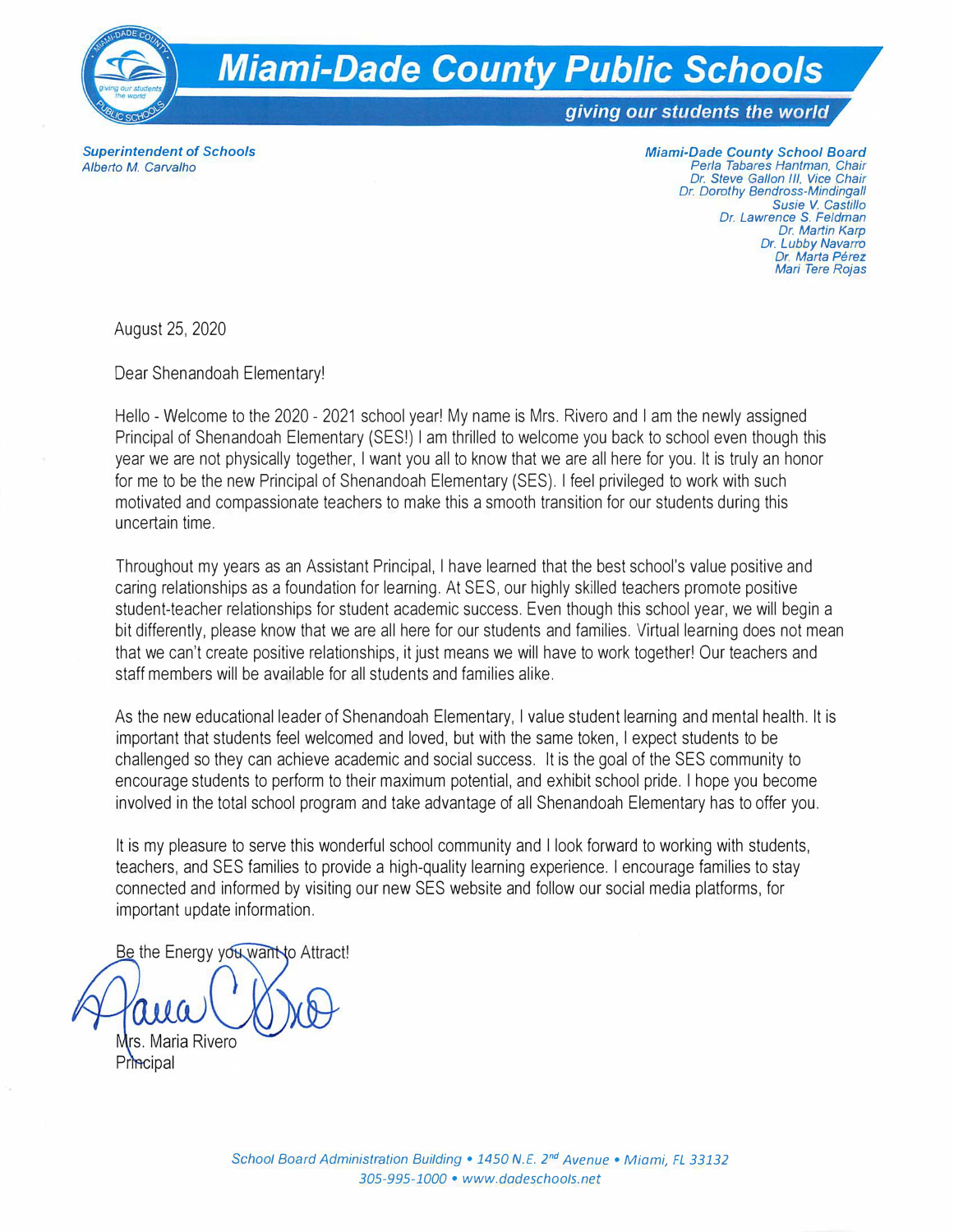# Miami-Dade County Public Schools

*giving our students the world*

***Superintendent of Schools***
*Alberto M. Carvalho*

***Miami-Dade County School Board***
*Perla Tabares Hantman, Chair*
*Dr. Steve Gallon III, Vice Chair*
*Dr. Dorothy Bendross-Mindingall*
*Susie V. Castillo*
*Dr. Lawrence S. Feldman*
*Dr. Martin Karp*
*Dr. Lubby Navarro*
*Dr. Marta Pérez*
*Mari Tere Rojas*

August 25, 2020

Dear Shenandoah Elementary!

Hello - Welcome to the 2020 - 2021 school year! My name is Mrs. Rivero and I am the newly assigned Principal of Shenandoah Elementary (SES!) I am thrilled to welcome you back to school even though this year we are not physically together, I want you all to know that we are all here for you. It is truly an honor for me to be the new Principal of Shenandoah Elementary (SES). I feel privileged to work with such motivated and compassionate teachers to make this a smooth transition for our students during this uncertain time.

Throughout my years as an Assistant Principal, I have learned that the best school's value positive and caring relationships as a foundation for learning. At SES, our highly skilled teachers promote positive student-teacher relationships for student academic success. Even though this school year, we will begin a bit differently, please know that we are all here for our students and families. Virtual learning does not mean that we can't create positive relationships, it just means we will have to work together! Our teachers and staff members will be available for all students and families alike.

As the new educational leader of Shenandoah Elementary, I value student learning and mental health. It is important that students feel welcomed and loved, but with the same token, I expect students to be challenged so they can achieve academic and social success. It is the goal of the SES community to encourage students to perform to their maximum potential, and exhibit school pride. I hope you become involved in the total school program and take advantage of all Shenandoah Elementary has to offer you.

It is my pleasure to serve this wonderful school community and I look forward to working with students, teachers, and SES families to provide a high-quality learning experience. I encourage families to stay connected and informed by visiting our new SES website and follow our social media platforms, for important update information.

Be the Energy you want to Attract!

Mrs. Maria Rivero
Principal

*School Board Administration Building • 1450 N.E. 2nd Avenue • Miami, FL 33132*
*305-995-1000 • www.dadeschools.net*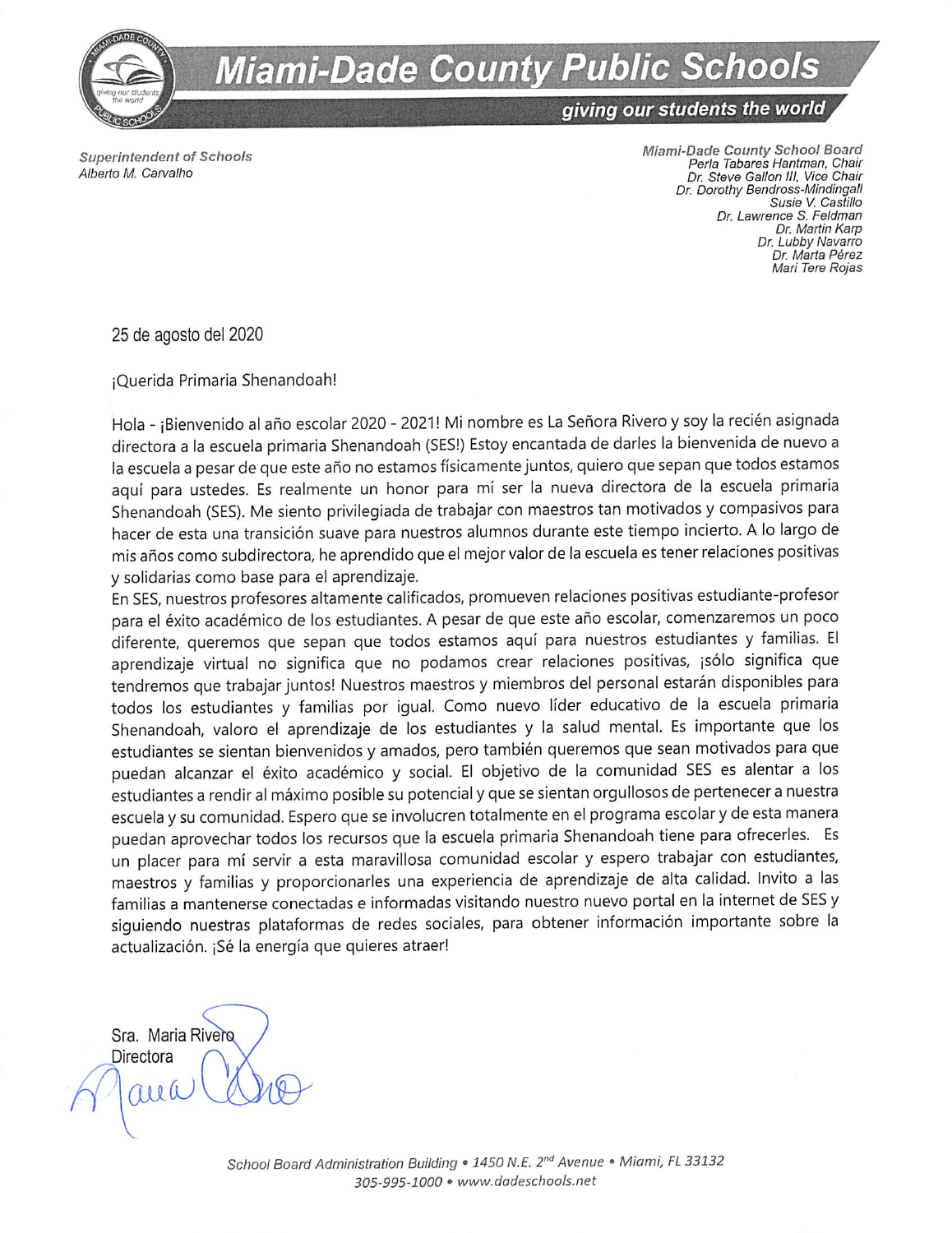# Miami-Dade County Public Schools

*giving our students the world*

*Superintendent of Schools*
*Alberto M. Carvalho*

*Miami-Dade County School Board*
*Perla Tabares Hantman, Chair*
*Dr. Steve Gallon III, Vice Chair*
*Dr. Dorothy Bendross-Mindingall*
*Susie V. Castillo*
*Dr. Lawrence S. Feldman*
*Dr. Martin Karp*
*Dr. Lubby Navarro*
*Dr. Marta Pérez*
*Mari Tere Rojas*

25 de agosto del 2020

¡Querida Primaria Shenandoah!

Hola - ¡Bienvenido al año escolar 2020 - 2021! Mi nombre es La Señora Rivero y soy la recién asignada directora a la escuela primaria Shenandoah (SES!) Estoy encantada de darles la bienvenida de nuevo a la escuela a pesar de que este año no estamos físicamente juntos, quiero que sepan que todos estamos aquí para ustedes. Es realmente un honor para mí ser la nueva directora de la escuela primaria Shenandoah (SES). Me siento privilegiada de trabajar con maestros tan motivados y compasivos para hacer de esta una transición suave para nuestros alumnos durante este tiempo incierto. A lo largo de mis años como subdirectora, he aprendido que el mejor valor de la escuela es tener relaciones positivas y solidarias como base para el aprendizaje.

En SES, nuestros profesores altamente calificados, promueven relaciones positivas estudiante-profesor para el éxito académico de los estudiantes. A pesar de que este año escolar, comenzaremos un poco diferente, queremos que sepan que todos estamos aquí para nuestros estudiantes y familias. El aprendizaje virtual no significa que no podamos crear relaciones positivas, ¡sólo significa que tendremos que trabajar juntos! Nuestros maestros y miembros del personal estarán disponibles para todos los estudiantes y familias por igual. Como nuevo líder educativo de la escuela primaria Shenandoah, valoro el aprendizaje de los estudiantes y la salud mental. Es importante que los estudiantes se sientan bienvenidos y amados, pero también queremos que sean motivados para que puedan alcanzar el éxito académico y social. El objetivo de la comunidad SES es alentar a los estudiantes a rendir al máximo posible su potencial y que se sientan orgullosos de pertenecer a nuestra escuela y su comunidad. Espero que se involucren totalmente en el programa escolar y de esta manera puedan aprovechar todos los recursos que la escuela primaria Shenandoah tiene para ofrecerles. Es un placer para mí servir a esta maravillosa comunidad escolar y espero trabajar con estudiantes, maestros y familias y proporcionarles una experiencia de aprendizaje de alta calidad. Invito a las familias a mantenerse conectadas e informadas visitando nuestro nuevo portal en la internet de SES y siguiendo nuestras plataformas de redes sociales, para obtener información importante sobre la actualización. ¡Sé la energía que quieres atraer!

Sra. Maria Rivero
Directora

*School Board Administration Building • 1450 N.E. 2nd Avenue • Miami, FL 33132*
*305-995-1000 • www.dadeschools.net*